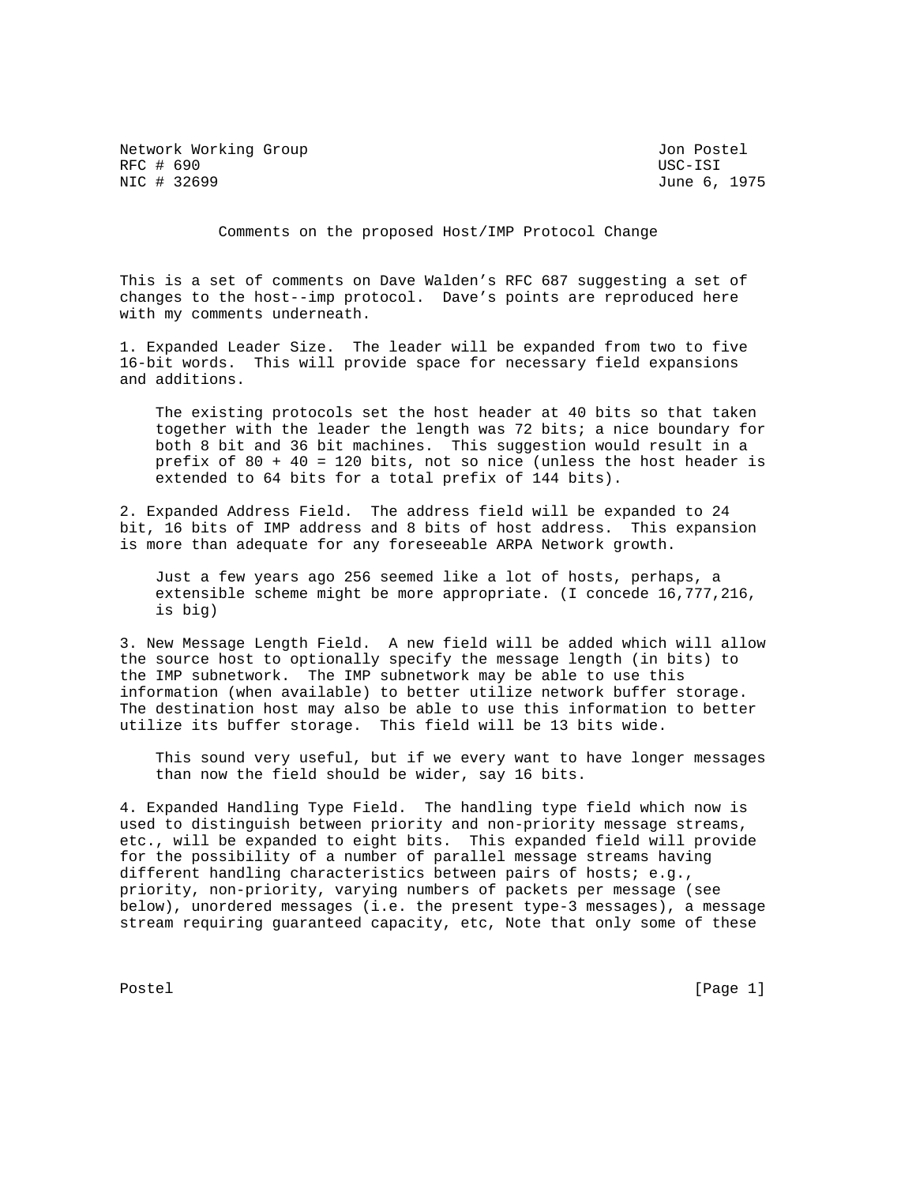Network Working Group Jon Postel
RFC # 690 USC-ISI
NIC # 32699 June 6, 1975

# Comments on the proposed Host/IMP Protocol Change

This is a set of comments on Dave Walden's RFC 687 suggesting a set of changes to the host--imp protocol. Dave's points are reproduced here with my comments underneath.

1. Expanded Leader Size. The leader will be expanded from two to five 16-bit words. This will provide space for necessary field expansions and additions.

   The existing protocols set the host header at 40 bits so that taken together with the leader the length was 72 bits; a nice boundary for both 8 bit and 36 bit machines. This suggestion would result in a prefix of 80 + 40 = 120 bits, not so nice (unless the host header is extended to 64 bits for a total prefix of 144 bits).

2. Expanded Address Field. The address field will be expanded to 24 bit, 16 bits of IMP address and 8 bits of host address. This expansion is more than adequate for any foreseeable ARPA Network growth.

   Just a few years ago 256 seemed like a lot of hosts, perhaps, a extensible scheme might be more appropriate. (I concede 16,777,216, is big)

3. New Message Length Field. A new field will be added which will allow the source host to optionally specify the message length (in bits) to the IMP subnetwork. The IMP subnetwork may be able to use this information (when available) to better utilize network buffer storage. The destination host may also be able to use this information to better utilize its buffer storage. This field will be 13 bits wide.

   This sound very useful, but if we every want to have longer messages than now the field should be wider, say 16 bits.

4. Expanded Handling Type Field. The handling type field which now is used to distinguish between priority and non-priority message streams, etc., will be expanded to eight bits. This expanded field will provide for the possibility of a number of parallel message streams having different handling characteristics between pairs of hosts; e.g., priority, non-priority, varying numbers of packets per message (see below), unordered messages (i.e. the present type-3 messages), a message stream requiring guaranteed capacity, etc, Note that only some of these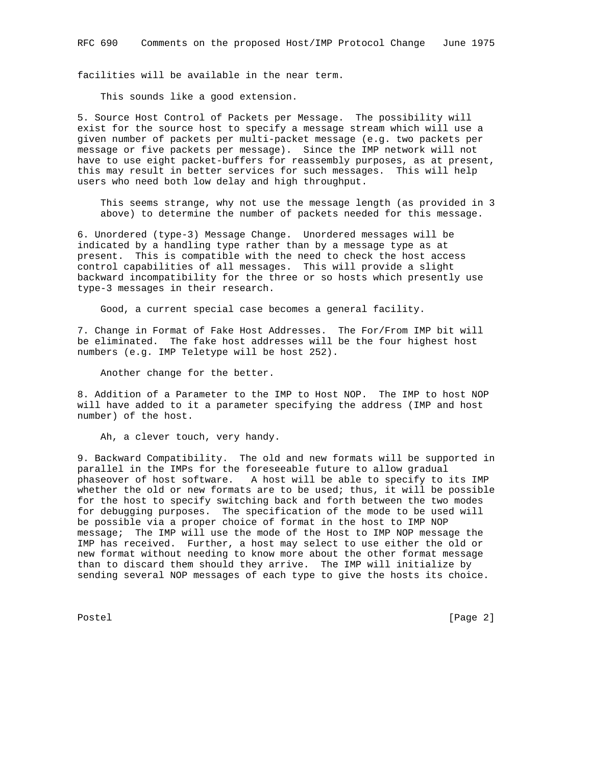facilities will be available in the near term.

This sounds like a good extension.

5. Source Host Control of Packets per Message. The possibility will exist for the source host to specify a message stream which will use a given number of packets per multi-packet message (e.g. two packets per message or five packets per message). Since the IMP network will not have to use eight packet-buffers for reassembly purposes, as at present, this may result in better services for such messages. This will help users who need both low delay and high throughput.

This seems strange, why not use the message length (as provided in 3 above) to determine the number of packets needed for this message.

6. Unordered (type-3) Message Change. Unordered messages will be indicated by a handling type rather than by a message type as at present. This is compatible with the need to check the host access control capabilities of all messages. This will provide a slight backward incompatibility for the three or so hosts which presently use type-3 messages in their research.

Good, a current special case becomes a general facility.

7. Change in Format of Fake Host Addresses. The For/From IMP bit will be eliminated. The fake host addresses will be the four highest host numbers (e.g. IMP Teletype will be host 252).

Another change for the better.

8. Addition of a Parameter to the IMP to Host NOP. The IMP to host NOP will have added to it a parameter specifying the address (IMP and host number) of the host.

Ah, a clever touch, very handy.

9. Backward Compatibility. The old and new formats will be supported in parallel in the IMPs for the foreseeable future to allow gradual phaseover of host software. A host will be able to specify to its IMP whether the old or new formats are to be used; thus, it will be possible for the host to specify switching back and forth between the two modes for debugging purposes. The specification of the mode to be used will be possible via a proper choice of format in the host to IMP NOP message; The IMP will use the mode of the Host to IMP NOP message the IMP has received. Further, a host may select to use either the old or new format without needing to know more about the other format message than to discard them should they arrive. The IMP will initialize by sending several NOP messages of each type to give the hosts its choice.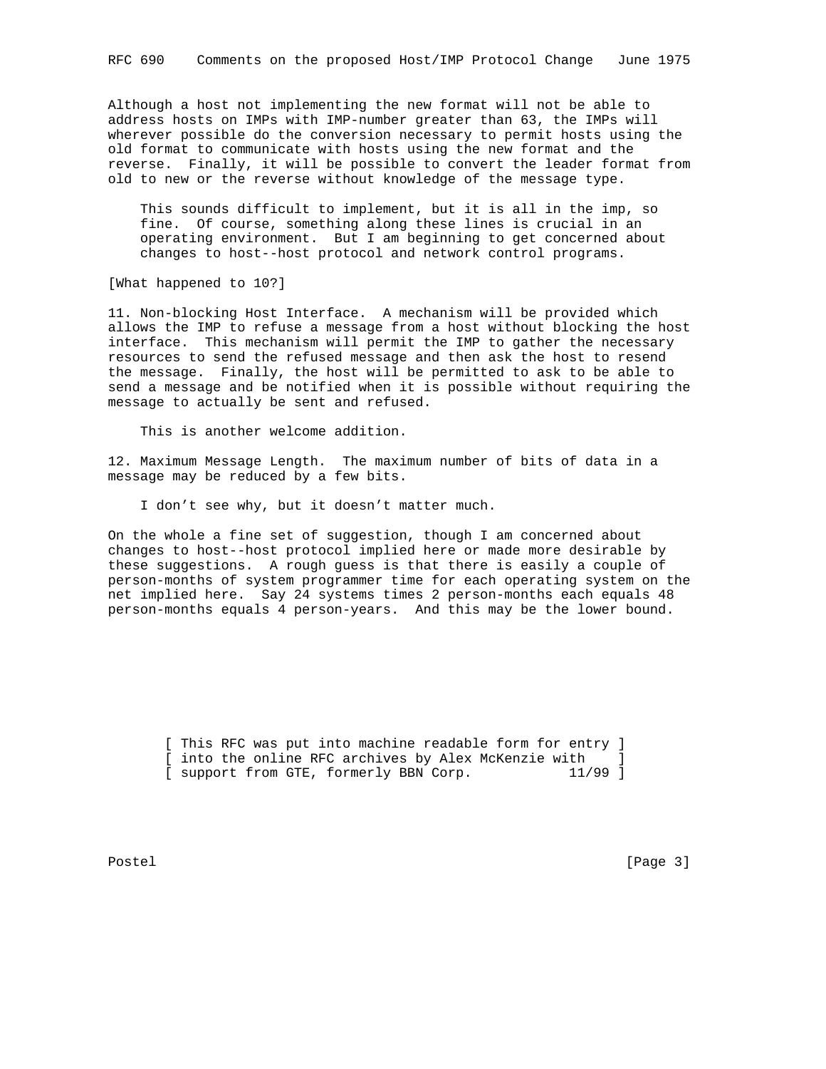Although a host not implementing the new format will not be able to address hosts on IMPs with IMP-number greater than 63, the IMPs will wherever possible do the conversion necessary to permit hosts using the old format to communicate with hosts using the new format and the reverse. Finally, it will be possible to convert the leader format from old to new or the reverse without knowledge of the message type.

> This sounds difficult to implement, but it is all in the imp, so fine. Of course, something along these lines is crucial in an operating environment. But I am beginning to get concerned about changes to host--host protocol and network control programs.

[What happened to 10?]

11. Non-blocking Host Interface. A mechanism will be provided which allows the IMP to refuse a message from a host without blocking the host interface. This mechanism will permit the IMP to gather the necessary resources to send the refused message and then ask the host to resend the message. Finally, the host will be permitted to ask to be able to send a message and be notified when it is possible without requiring the message to actually be sent and refused.

> This is another welcome addition.

12. Maximum Message Length. The maximum number of bits of data in a message may be reduced by a few bits.

> I don't see why, but it doesn't matter much.

On the whole a fine set of suggestion, though I am concerned about changes to host--host protocol implied here or made more desirable by these suggestions. A rough guess is that there is easily a couple of person-months of system programmer time for each operating system on the net implied here. Say 24 systems times 2 person-months each equals 48 person-months equals 4 person-years. And this may be the lower bound.

[ This RFC was put into machine readable form for entry ]
[ into the online RFC archives by Alex McKenzie with ]
[ support from GTE, formerly BBN Corp. 11/99 ]